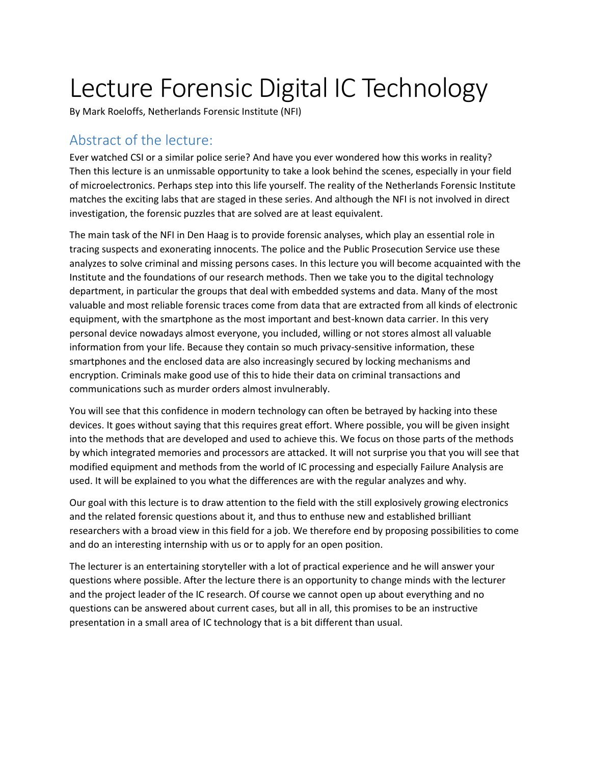# Lecture Forensic Digital IC Technology

By Mark Roeloffs, Netherlands Forensic Institute (NFI)

## Abstract of the lecture:

Ever watched CSI or a similar police serie? And have you ever wondered how this works in reality? Then this lecture is an unmissable opportunity to take a look behind the scenes, especially in your field of microelectronics. Perhaps step into this life yourself. The reality of the Netherlands Forensic Institute matches the exciting labs that are staged in these series. And although the NFI is not involved in direct investigation, the forensic puzzles that are solved are at least equivalent.

The main task of the NFI in Den Haag is to provide forensic analyses, which play an essential role in tracing suspects and exonerating innocents. The police and the Public Prosecution Service use these analyzes to solve criminal and missing persons cases. In this lecture you will become acquainted with the Institute and the foundations of our research methods. Then we take you to the digital technology department, in particular the groups that deal with embedded systems and data. Many of the most valuable and most reliable forensic traces come from data that are extracted from all kinds of electronic equipment, with the smartphone as the most important and best-known data carrier. In this very personal device nowadays almost everyone, you included, willing or not stores almost all valuable information from your life. Because they contain so much privacy-sensitive information, these smartphones and the enclosed data are also increasingly secured by locking mechanisms and encryption. Criminals make good use of this to hide their data on criminal transactions and communications such as murder orders almost invulnerably.

You will see that this confidence in modern technology can often be betrayed by hacking into these devices. It goes without saying that this requires great effort. Where possible, you will be given insight into the methods that are developed and used to achieve this. We focus on those parts of the methods by which integrated memories and processors are attacked. It will not surprise you that you will see that modified equipment and methods from the world of IC processing and especially Failure Analysis are used. It will be explained to you what the differences are with the regular analyzes and why.

Our goal with this lecture is to draw attention to the field with the still explosively growing electronics and the related forensic questions about it, and thus to enthuse new and established brilliant researchers with a broad view in this field for a job. We therefore end by proposing possibilities to come and do an interesting internship with us or to apply for an open position.

The lecturer is an entertaining storyteller with a lot of practical experience and he will answer your questions where possible. After the lecture there is an opportunity to change minds with the lecturer and the project leader of the IC research. Of course we cannot open up about everything and no questions can be answered about current cases, but all in all, this promises to be an instructive presentation in a small area of IC technology that is a bit different than usual.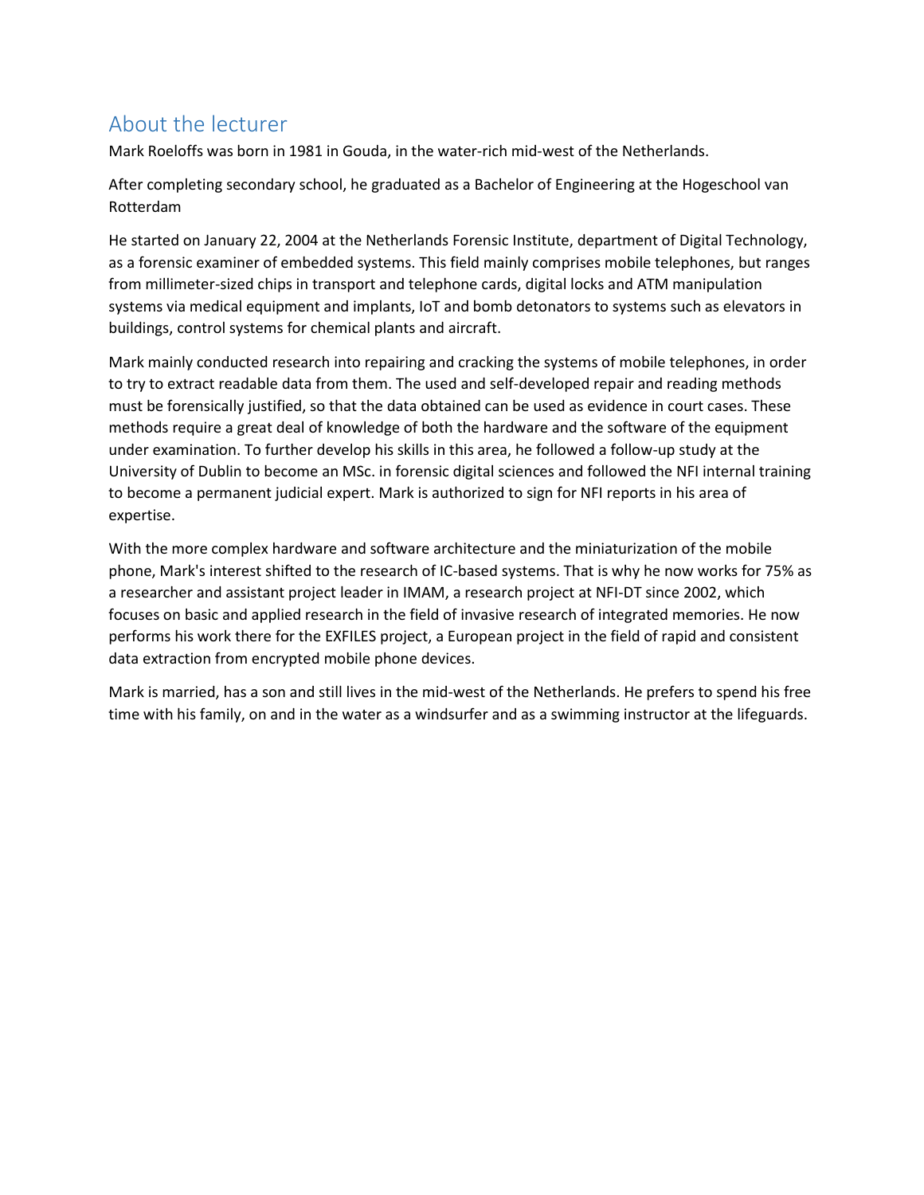## About the lecturer

Mark Roeloffs was born in 1981 in Gouda, in the water-rich mid-west of the Netherlands.

After completing secondary school, he graduated as a Bachelor of Engineering at the Hogeschool van Rotterdam

He started on January 22, 2004 at the Netherlands Forensic Institute, department of Digital Technology, as a forensic examiner of embedded systems. This field mainly comprises mobile telephones, but ranges from millimeter-sized chips in transport and telephone cards, digital locks and ATM manipulation systems via medical equipment and implants, IoT and bomb detonators to systems such as elevators in buildings, control systems for chemical plants and aircraft.

Mark mainly conducted research into repairing and cracking the systems of mobile telephones, in order to try to extract readable data from them. The used and self-developed repair and reading methods must be forensically justified, so that the data obtained can be used as evidence in court cases. These methods require a great deal of knowledge of both the hardware and the software of the equipment under examination. To further develop his skills in this area, he followed a follow-up study at the University of Dublin to become an MSc. in forensic digital sciences and followed the NFI internal training to become a permanent judicial expert. Mark is authorized to sign for NFI reports in his area of expertise.

With the more complex hardware and software architecture and the miniaturization of the mobile phone, Mark's interest shifted to the research of IC-based systems. That is why he now works for 75% as a researcher and assistant project leader in IMAM, a research project at NFI-DT since 2002, which focuses on basic and applied research in the field of invasive research of integrated memories. He now performs his work there for the EXFILES project, a European project in the field of rapid and consistent data extraction from encrypted mobile phone devices.

Mark is married, has a son and still lives in the mid-west of the Netherlands. He prefers to spend his free time with his family, on and in the water as a windsurfer and as a swimming instructor at the lifeguards.